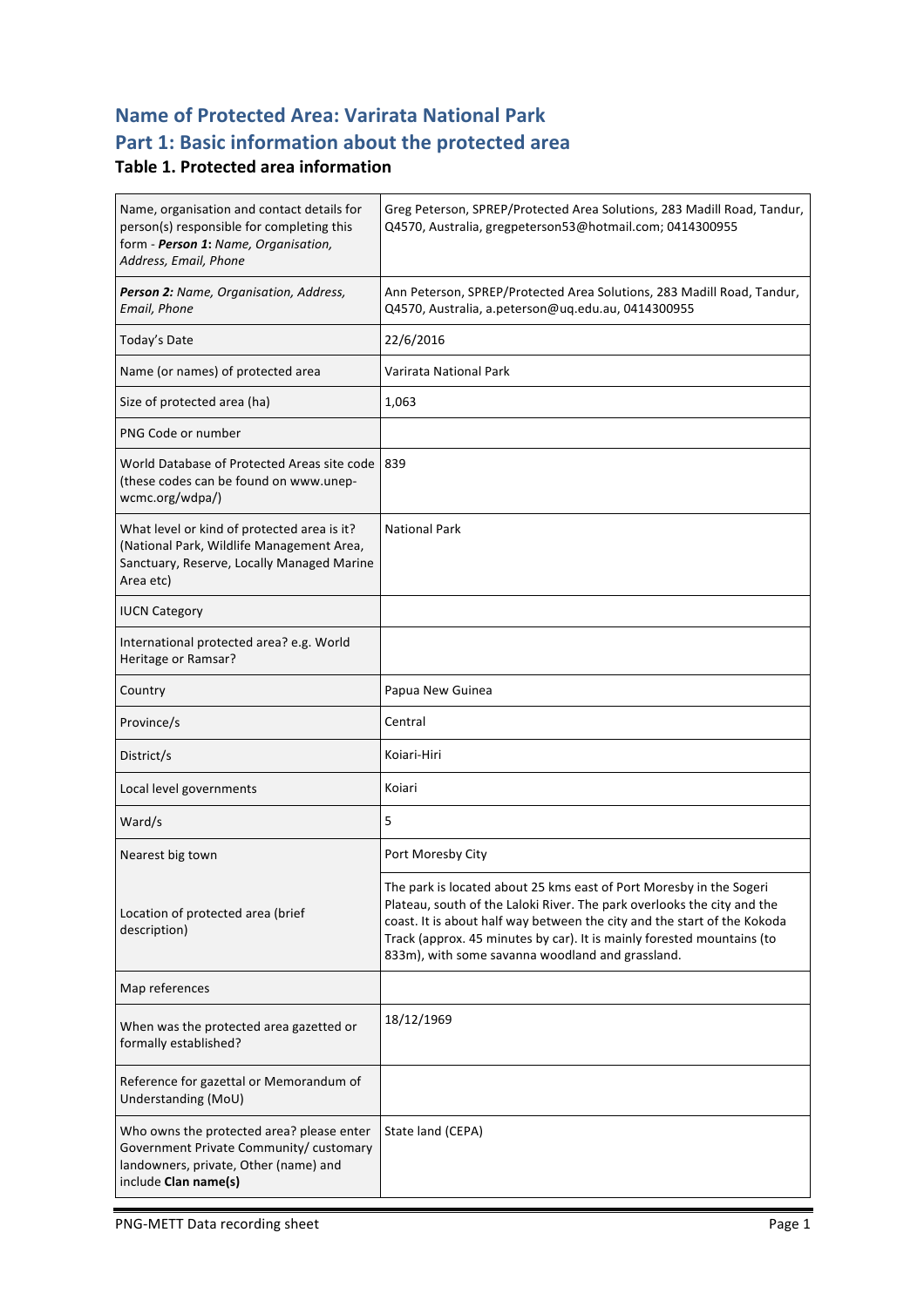# Name of Protected Area: Varirata National Park

## Part 1: Basic information about the protected area

### Table 1. Protected area information

| | |
|---|---|
| Name, organisation and contact details for person(s) responsible for completing this form - ***Person 1:*** *Name, Organisation, Address, Email, Phone* | Greg Peterson, SPREP/Protected Area Solutions, 283 Madill Road, Tandur, Q4570, Australia, gregpeterson53@hotmail.com; 0414300955 |
| ***Person 2:*** *Name, Organisation, Address, Email, Phone* | Ann Peterson, SPREP/Protected Area Solutions, 283 Madill Road, Tandur, Q4570, Australia, a.peterson@uq.edu.au, 0414300955 |
| Today's Date | 22/6/2016 |
| Name (or names) of protected area | Varirata National Park |
| Size of protected area (ha) | 1,063 |
| PNG Code or number | |
| World Database of Protected Areas site code (these codes can be found on www.unep-wcmc.org/wdpa/) | 839 |
| What level or kind of protected area is it? (National Park, Wildlife Management Area, Sanctuary, Reserve, Locally Managed Marine Area etc) | National Park |
| IUCN Category | |
| International protected area? e.g. World Heritage or Ramsar? | |
| Country | Papua New Guinea |
| Province/s | Central |
| District/s | Koiari-Hiri |
| Local level governments | Koiari |
| Ward/s | 5 |
| Nearest big town | Port Moresby City |
| Location of protected area (brief description) | The park is located about 25 kms east of Port Moresby in the Sogeri Plateau, south of the Laloki River. The park overlooks the city and the coast. It is about half way between the city and the start of the Kokoda Track (approx. 45 minutes by car). It is mainly forested mountains (to 833m), with some savanna woodland and grassland. |
| Map references | |
| When was the protected area gazetted or formally established? | 18/12/1969 |
| Reference for gazettal or Memorandum of Understanding (MoU) | |
| Who owns the protected area? please enter Government Private Community/ customary landowners, private, Other (name) and include **Clan name(s)** | State land (CEPA) |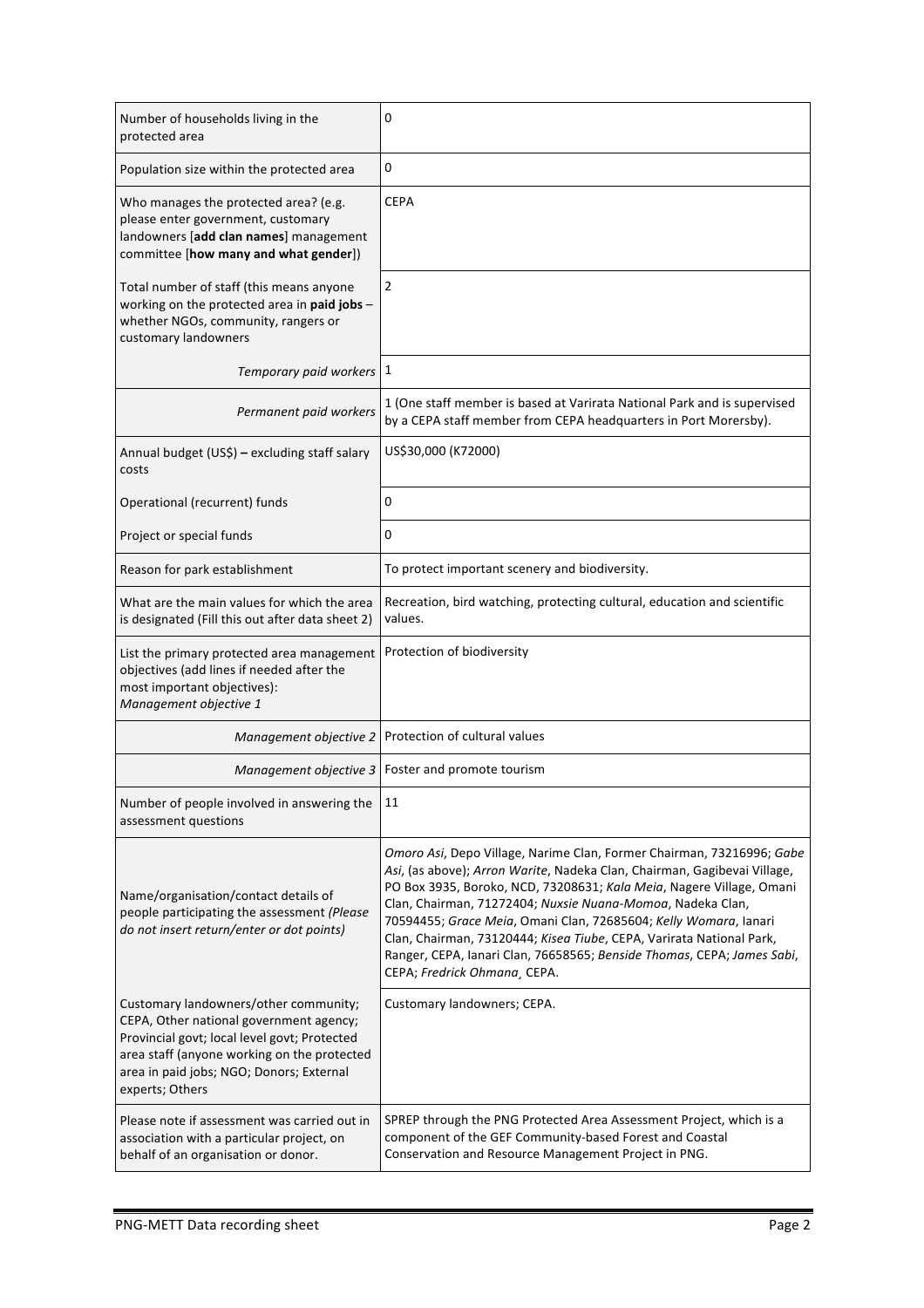| | |
|---|---|
| Number of households living in the protected area | 0 |
| Population size within the protected area | 0 |
| Who manages the protected area? (e.g. please enter government, customary landowners [**add clan names**] management committee [**how many and what gender**]) | CEPA |
| Total number of staff (this means anyone working on the protected area in **paid jobs** – whether NGOs, community, rangers or customary landowners | 2 |
| *Temporary paid workers* | 1 |
| *Permanent paid workers* | 1 (One staff member is based at Varirata National Park and is supervised by a CEPA staff member from CEPA headquarters in Port Moresrby). |
| Annual budget (US$) – excluding staff salary costs | US$30,000 (K72000) |
| Operational (recurrent) funds | 0 |
| Project or special funds | 0 |
| Reason for park establishment | To protect important scenery and biodiversity. |
| What are the main values for which the area is designated (Fill this out after data sheet 2) | Recreation, bird watching, protecting cultural, education and scientific values. |
| List the primary protected area management objectives (add lines if needed after the most important objectives): *Management objective 1* | Protection of biodiversity |
| *Management objective 2* | Protection of cultural values |
| *Management objective 3* | Foster and promote tourism |
| Number of people involved in answering the assessment questions | 11 |
| Name/organisation/contact details of people participating the assessment *(Please do not insert return/enter or dot points)* | *Omoro Asi*, Depo Village, Narime Clan, Former Chairman, 73216996; *Gabe Asi*, (as above); *Arron Warite*, Nadeka Clan, Chairman, Gagibevai Village, PO Box 3935, Boroko, NCD, 73208631; *Kala Meia*, Nagere Village, Omani Clan, Chairman, 71272404; *Nuxsie Nuana-Momoa*, Nadeka Clan, 70594455; *Grace Meia*, Omani Clan, 72685604; *Kelly Womara*, Ianari Clan, Chairman, 73120444; *Kisea Tiube*, CEPA, Varirata National Park, Ranger, CEPA, Ianari Clan, 76658565; *Benside Thomas*, CEPA; *James Sabi*, CEPA; *Fredrick Ohmana*¸ CEPA. |
| Customary landowners/other community; CEPA, Other national government agency; Provincial govt; local level govt; Protected area staff (anyone working on the protected area in paid jobs; NGO; Donors; External experts; Others | Customary landowners; CEPA. |
| Please note if assessment was carried out in association with a particular project, on behalf of an organisation or donor. | SPREP through the PNG Protected Area Assessment Project, which is a component of the GEF Community-based Forest and Coastal Conservation and Resource Management Project in PNG. |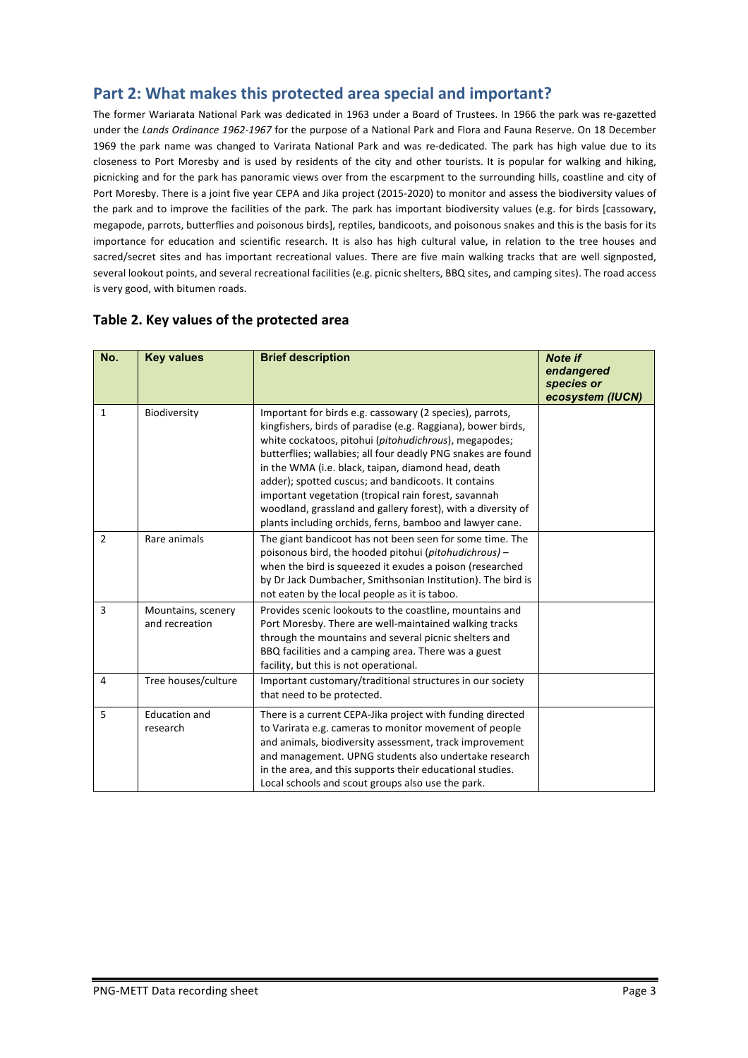## Part 2: What makes this protected area special and important?

The former Wariarata National Park was dedicated in 1963 under a Board of Trustees. In 1966 the park was re-gazetted under the *Lands Ordinance 1962-1967* for the purpose of a National Park and Flora and Fauna Reserve. On 18 December 1969 the park name was changed to Varirata National Park and was re-dedicated. The park has high value due to its closeness to Port Moresby and is used by residents of the city and other tourists. It is popular for walking and hiking, picnicking and for the park has panoramic views over from the escarpment to the surrounding hills, coastline and city of Port Moresby. There is a joint five year CEPA and Jika project (2015-2020) to monitor and assess the biodiversity values of the park and to improve the facilities of the park. The park has important biodiversity values (e.g. for birds [cassowary, megapode, parrots, butterflies and poisonous birds], reptiles, bandicoots, and poisonous snakes and this is the basis for its importance for education and scientific research. It is also has high cultural value, in relation to the tree houses and sacred/secret sites and has important recreational values. There are five main walking tracks that are well signposted, several lookout points, and several recreational facilities (e.g. picnic shelters, BBQ sites, and camping sites). The road access is very good, with bitumen roads.

### Table 2. Key values of the protected area

| No. | Key values | Brief description | *Note if endangered species or ecosystem (IUCN)* |
|---|---|---|---|
| 1 | Biodiversity | Important for birds e.g. cassowary (2 species), parrots, kingfishers, birds of paradise (e.g. Raggiana), bower birds, white cockatoos, pitohui (*pitohudichrous*), megapodes; butterflies; wallabies; all four deadly PNG snakes are found in the WMA (i.e. black, taipan, diamond head, death adder); spotted cuscus; and bandicoots. It contains important vegetation (tropical rain forest, savannah woodland, grassland and gallery forest), with a diversity of plants including orchids, ferns, bamboo and lawyer cane. | |
| 2 | Rare animals | The giant bandicoot has not been seen for some time. The poisonous bird, the hooded pitohui (*pitohudichrous)* – when the bird is squeezed it exudes a poison (researched by Dr Jack Dumbacher, Smithsonian Institution). The bird is not eaten by the local people as it is taboo. | |
| 3 | Mountains, scenery and recreation | Provides scenic lookouts to the coastline, mountains and Port Moresby. There are well-maintained walking tracks through the mountains and several picnic shelters and BBQ facilities and a camping area. There was a guest facility, but this is not operational. | |
| 4 | Tree houses/culture | Important customary/traditional structures in our society that need to be protected. | |
| 5 | Education and research | There is a current CEPA-Jika project with funding directed to Varirata e.g. cameras to monitor movement of people and animals, biodiversity assessment, track improvement and management. UPNG students also undertake research in the area, and this supports their educational studies. Local schools and scout groups also use the park. | |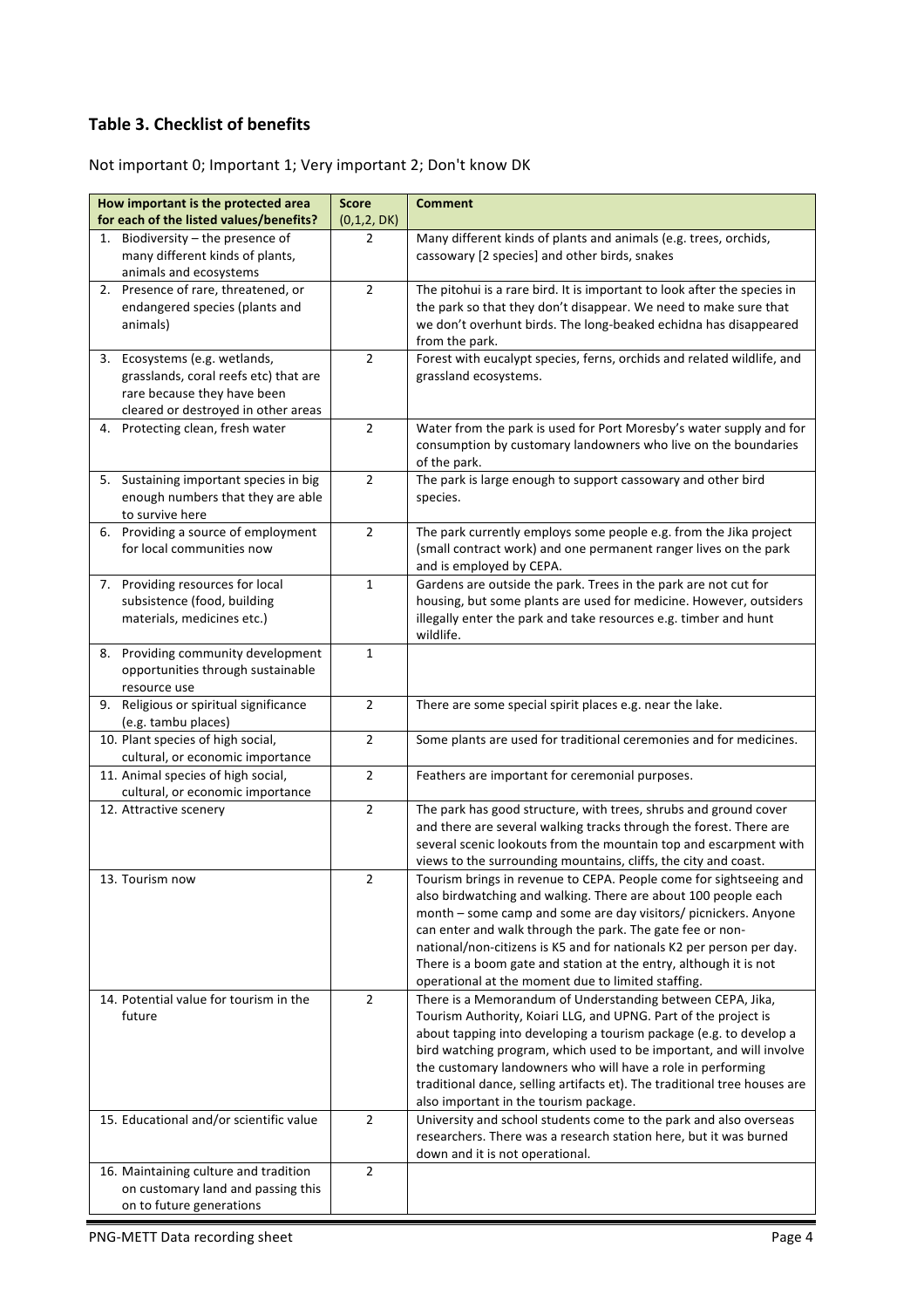## Table 3. Checklist of benefits

Not important 0; Important 1; Very important 2; Don't know DK

| How important is the protected area for each of the listed values/benefits? | Score (0,1,2, DK) | Comment |
|---|---|---|
| 1. Biodiversity – the presence of many different kinds of plants, animals and ecosystems | 2 | Many different kinds of plants and animals (e.g. trees, orchids, cassowary [2 species] and other birds, snakes |
| 2. Presence of rare, threatened, or endangered species (plants and animals) | 2 | The pitohui is a rare bird. It is important to look after the species in the park so that they don't disappear. We need to make sure that we don't overhunt birds. The long-beaked echidna has disappeared from the park. |
| 3. Ecosystems (e.g. wetlands, grasslands, coral reefs etc) that are rare because they have been cleared or destroyed in other areas | 2 | Forest with eucalypt species, ferns, orchids and related wildlife, and grassland ecosystems. |
| 4. Protecting clean, fresh water | 2 | Water from the park is used for Port Moresby's water supply and for consumption by customary landowners who live on the boundaries of the park. |
| 5. Sustaining important species in big enough numbers that they are able to survive here | 2 | The park is large enough to support cassowary and other bird species. |
| 6. Providing a source of employment for local communities now | 2 | The park currently employs some people e.g. from the Jika project (small contract work) and one permanent ranger lives on the park and is employed by CEPA. |
| 7. Providing resources for local subsistence (food, building materials, medicines etc.) | 1 | Gardens are outside the park. Trees in the park are not cut for housing, but some plants are used for medicine. However, outsiders illegally enter the park and take resources e.g. timber and hunt wildlife. |
| 8. Providing community development opportunities through sustainable resource use | 1 | |
| 9. Religious or spiritual significance (e.g. tambu places) | 2 | There are some special spirit places e.g. near the lake. |
| 10. Plant species of high social, cultural, or economic importance | 2 | Some plants are used for traditional ceremonies and for medicines. |
| 11. Animal species of high social, cultural, or economic importance | 2 | Feathers are important for ceremonial purposes. |
| 12. Attractive scenery | 2 | The park has good structure, with trees, shrubs and ground cover and there are several walking tracks through the forest. There are several scenic lookouts from the mountain top and escarpment with views to the surrounding mountains, cliffs, the city and coast. |
| 13. Tourism now | 2 | Tourism brings in revenue to CEPA. People come for sightseeing and also birdwatching and walking. There are about 100 people each month – some camp and some are day visitors/ picnickers. Anyone can enter and walk through the park. The gate fee or non-national/non-citizens is K5 and for nationals K2 per person per day. There is a boom gate and station at the entry, although it is not operational at the moment due to limited staffing. |
| 14. Potential value for tourism in the future | 2 | There is a Memorandum of Understanding between CEPA, Jika, Tourism Authority, Koiari LLG, and UPNG. Part of the project is about tapping into developing a tourism package (e.g. to develop a bird watching program, which used to be important, and will involve the customary landowners who will have a role in performing traditional dance, selling artifacts et). The traditional tree houses are also important in the tourism package. |
| 15. Educational and/or scientific value | 2 | University and school students come to the park and also overseas researchers. There was a research station here, but it was burned down and it is not operational. |
| 16. Maintaining culture and tradition on customary land and passing this on to future generations | 2 | |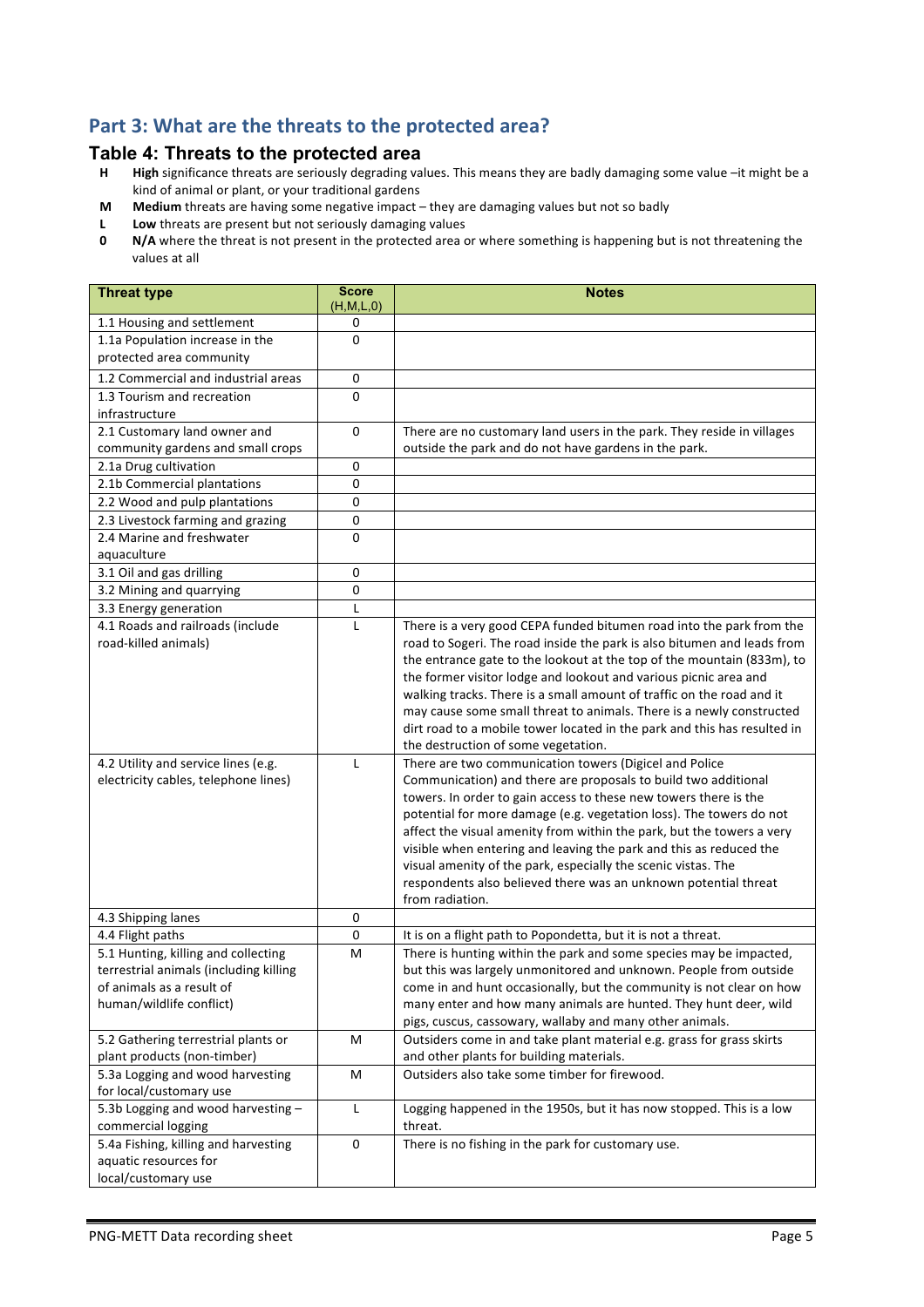## Part 3: What are the threats to the protected area?

### Table 4: Threats to the protected area

- **H** **High** significance threats are seriously degrading values. This means they are badly damaging some value –it might be a kind of animal or plant, or your traditional gardens
- **M** **Medium** threats are having some negative impact – they are damaging values but not so badly
- **L** **Low** threats are present but not seriously damaging values
- **0** **N/A** where the threat is not present in the protected area or where something is happening but is not threatening the values at all

| Threat type | Score (H,M,L,0) | Notes |
|---|---|---|
| 1.1 Housing and settlement | 0 | |
| 1.1a Population increase in the protected area community | 0 | |
| 1.2 Commercial and industrial areas | 0 | |
| 1.3 Tourism and recreation infrastructure | 0 | |
| 2.1 Customary land owner and community gardens and small crops | 0 | There are no customary land users in the park. They reside in villages outside the park and do not have gardens in the park. |
| 2.1a Drug cultivation | 0 | |
| 2.1b Commercial plantations | 0 | |
| 2.2 Wood and pulp plantations | 0 | |
| 2.3 Livestock farming and grazing | 0 | |
| 2.4 Marine and freshwater aquaculture | 0 | |
| 3.1 Oil and gas drilling | 0 | |
| 3.2 Mining and quarrying | 0 | |
| 3.3 Energy generation | L | |
| 4.1 Roads and railroads (include road-killed animals) | L | There is a very good CEPA funded bitumen road into the park from the road to Sogeri. The road inside the park is also bitumen and leads from the entrance gate to the lookout at the top of the mountain (833m), to the former visitor lodge and lookout and various picnic area and walking tracks. There is a small amount of traffic on the road and it may cause some small threat to animals. There is a newly constructed dirt road to a mobile tower located in the park and this has resulted in the destruction of some vegetation. |
| 4.2 Utility and service lines (e.g. electricity cables, telephone lines) | L | There are two communication towers (Digicel and Police Communication) and there are proposals to build two additional towers. In order to gain access to these new towers there is the potential for more damage (e.g. vegetation loss). The towers do not affect the visual amenity from within the park, but the towers a very visible when entering and leaving the park and this as reduced the visual amenity of the park, especially the scenic vistas. The respondents also believed there was an unknown potential threat from radiation. |
| 4.3 Shipping lanes | 0 | |
| 4.4 Flight paths | 0 | It is on a flight path to Popondetta, but it is not a threat. |
| 5.1 Hunting, killing and collecting terrestrial animals (including killing of animals as a result of human/wildlife conflict) | M | There is hunting within the park and some species may be impacted, but this was largely unmonitored and unknown. People from outside come in and hunt occasionally, but the community is not clear on how many enter and how many animals are hunted. They hunt deer, wild pigs, cuscus, cassowary, wallaby and many other animals. |
| 5.2 Gathering terrestrial plants or plant products (non-timber) | M | Outsiders come in and take plant material e.g. grass for grass skirts and other plants for building materials. |
| 5.3a Logging and wood harvesting for local/customary use | M | Outsiders also take some timber for firewood. |
| 5.3b Logging and wood harvesting – commercial logging | L | Logging happened in the 1950s, but it has now stopped. This is a low threat. |
| 5.4a Fishing, killing and harvesting aquatic resources for local/customary use | 0 | There is no fishing in the park for customary use. |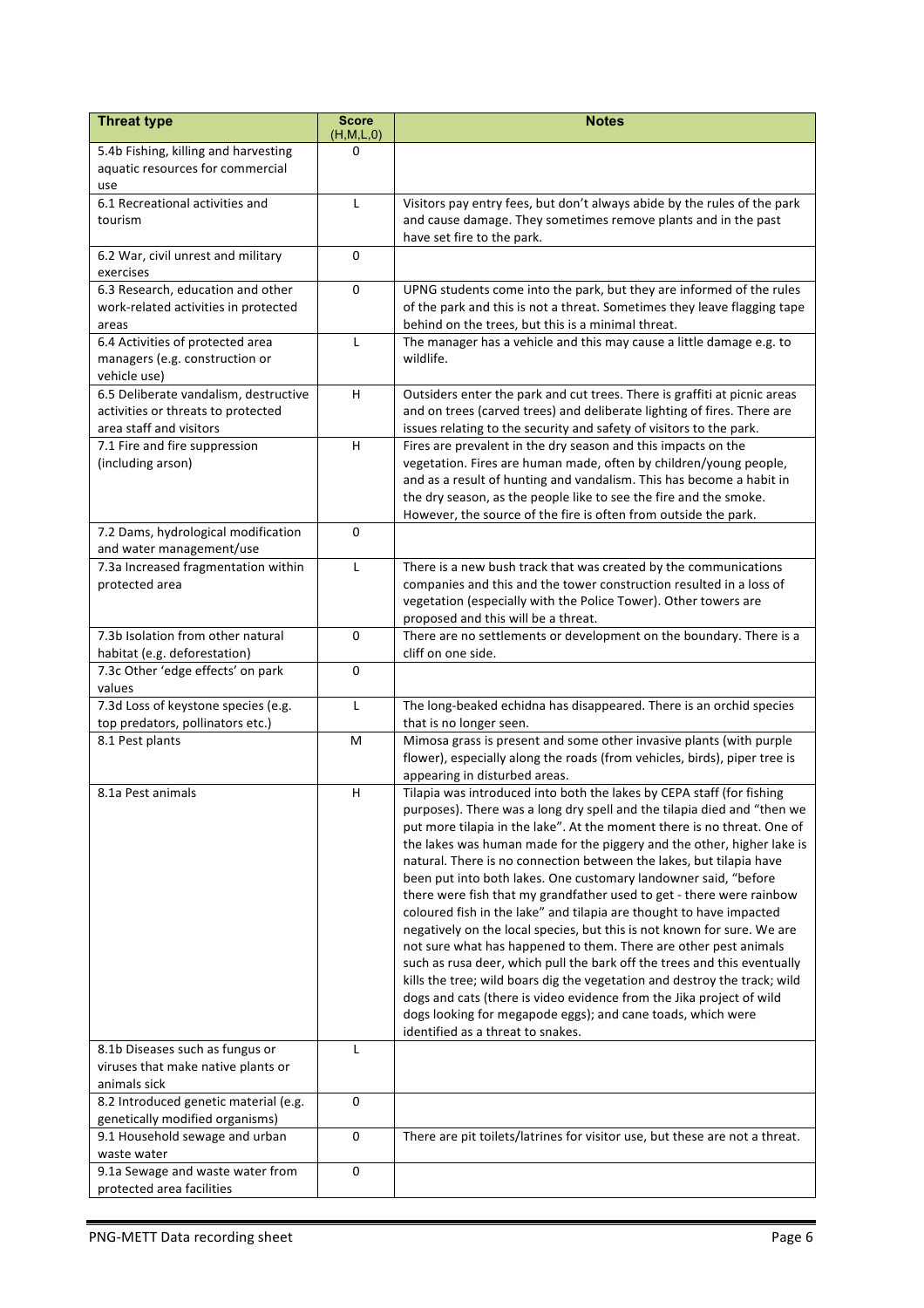| Threat type | Score (H,M,L,0) | Notes |
|---|---|---|
| 5.4b Fishing, killing and harvesting aquatic resources for commercial use | 0 | |
| 6.1 Recreational activities and tourism | L | Visitors pay entry fees, but don't always abide by the rules of the park and cause damage. They sometimes remove plants and in the past have set fire to the park. |
| 6.2 War, civil unrest and military exercises | 0 | |
| 6.3 Research, education and other work-related activities in protected areas | 0 | UPNG students come into the park, but they are informed of the rules of the park and this is not a threat. Sometimes they leave flagging tape behind on the trees, but this is a minimal threat. |
| 6.4 Activities of protected area managers (e.g. construction or vehicle use) | L | The manager has a vehicle and this may cause a little damage e.g. to wildlife. |
| 6.5 Deliberate vandalism, destructive activities or threats to protected area staff and visitors | H | Outsiders enter the park and cut trees. There is graffiti at picnic areas and on trees (carved trees) and deliberate lighting of fires. There are issues relating to the security and safety of visitors to the park. |
| 7.1 Fire and fire suppression (including arson) | H | Fires are prevalent in the dry season and this impacts on the vegetation. Fires are human made, often by children/young people, and as a result of hunting and vandalism. This has become a habit in the dry season, as the people like to see the fire and the smoke. However, the source of the fire is often from outside the park. |
| 7.2 Dams, hydrological modification and water management/use | 0 | |
| 7.3a Increased fragmentation within protected area | L | There is a new bush track that was created by the communications companies and this and the tower construction resulted in a loss of vegetation (especially with the Police Tower). Other towers are proposed and this will be a threat. |
| 7.3b Isolation from other natural habitat (e.g. deforestation) | 0 | There are no settlements or development on the boundary. There is a cliff on one side. |
| 7.3c Other 'edge effects' on park values | 0 | |
| 7.3d Loss of keystone species (e.g. top predators, pollinators etc.) | L | The long-beaked echidna has disappeared. There is an orchid species that is no longer seen. |
| 8.1 Pest plants | M | Mimosa grass is present and some other invasive plants (with purple flower), especially along the roads (from vehicles, birds), piper tree is appearing in disturbed areas. |
| 8.1a Pest animals | H | Tilapia was introduced into both the lakes by CEPA staff (for fishing purposes). There was a long dry spell and the tilapia died and "then we put more tilapia in the lake". At the moment there is no threat. One of the lakes was human made for the piggery and the other, higher lake is natural. There is no connection between the lakes, but tilapia have been put into both lakes. One customary landowner said, "before there were fish that my grandfather used to get - there were rainbow coloured fish in the lake" and tilapia are thought to have impacted negatively on the local species, but this is not known for sure. We are not sure what has happened to them. There are other pest animals such as rusa deer, which pull the bark off the trees and this eventually kills the tree; wild boars dig the vegetation and destroy the track; wild dogs and cats (there is video evidence from the Jika project of wild dogs looking for megapode eggs); and cane toads, which were identified as a threat to snakes. |
| 8.1b Diseases such as fungus or viruses that make native plants or animals sick | L | |
| 8.2 Introduced genetic material (e.g. genetically modified organisms) | 0 | |
| 9.1 Household sewage and urban waste water | 0 | There are pit toilets/latrines for visitor use, but these are not a threat. |
| 9.1a Sewage and waste water from protected area facilities | 0 | |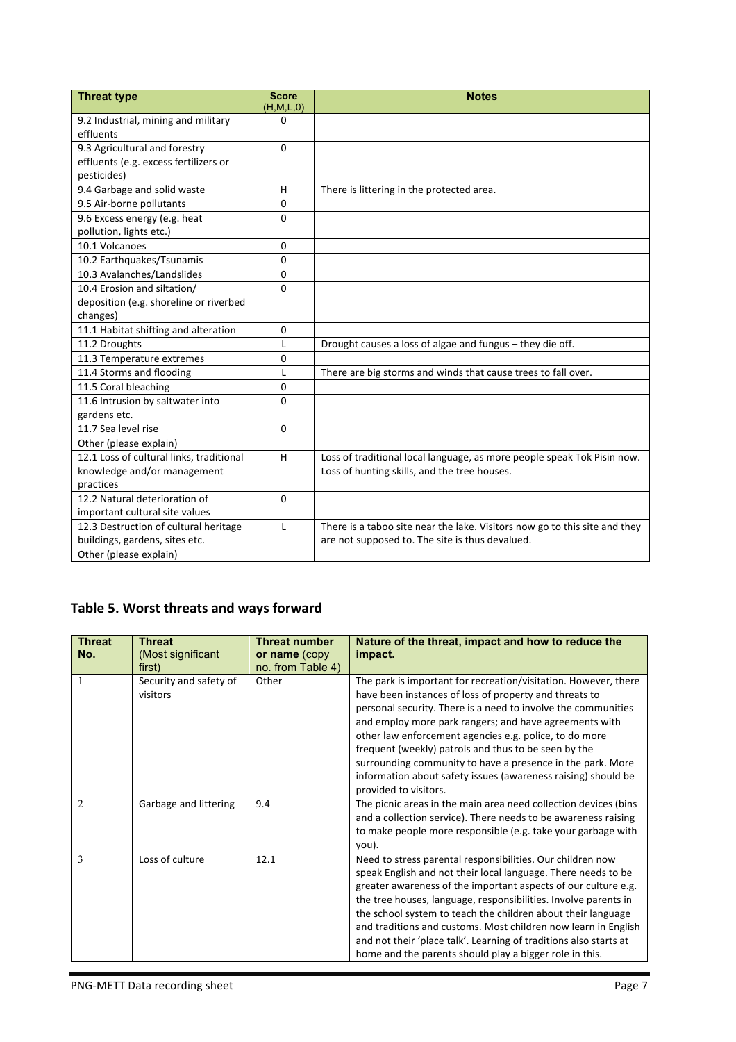| Threat type | Score (H,M,L,0) | Notes |
|---|---|---|
| 9.2 Industrial, mining and military effluents | 0 | |
| 9.3 Agricultural and forestry effluents (e.g. excess fertilizers or pesticides) | 0 | |
| 9.4 Garbage and solid waste | H | There is littering in the protected area. |
| 9.5 Air-borne pollutants | 0 | |
| 9.6 Excess energy (e.g. heat pollution, lights etc.) | 0 | |
| 10.1 Volcanoes | 0 | |
| 10.2 Earthquakes/Tsunamis | 0 | |
| 10.3 Avalanches/Landslides | 0 | |
| 10.4 Erosion and siltation/ deposition (e.g. shoreline or riverbed changes) | 0 | |
| 11.1 Habitat shifting and alteration | 0 | |
| 11.2 Droughts | L | Drought causes a loss of algae and fungus – they die off. |
| 11.3 Temperature extremes | 0 | |
| 11.4 Storms and flooding | L | There are big storms and winds that cause trees to fall over. |
| 11.5 Coral bleaching | 0 | |
| 11.6 Intrusion by saltwater into gardens etc. | 0 | |
| 11.7 Sea level rise | 0 | |
| Other (please explain) | | |
| 12.1 Loss of cultural links, traditional knowledge and/or management practices | H | Loss of traditional local language, as more people speak Tok Pisin now. Loss of hunting skills, and the tree houses. |
| 12.2 Natural deterioration of important cultural site values | 0 | |
| 12.3 Destruction of cultural heritage buildings, gardens, sites etc. | L | There is a taboo site near the lake. Visitors now go to this site and they are not supposed to. The site is thus devalued. |
| Other (please explain) | | |

## Table 5. Worst threats and ways forward

| Threat No. | Threat (Most significant first) | Threat number or name (copy no. from Table 4) | Nature of the threat, impact and how to reduce the impact. |
|---|---|---|---|
| 1 | Security and safety of visitors | Other | The park is important for recreation/visitation. However, there have been instances of loss of property and threats to personal security. There is a need to involve the communities and employ more park rangers; and have agreements with other law enforcement agencies e.g. police, to do more frequent (weekly) patrols and thus to be seen by the surrounding community to have a presence in the park. More information about safety issues (awareness raising) should be provided to visitors. |
| 2 | Garbage and littering | 9.4 | The picnic areas in the main area need collection devices (bins and a collection service). There needs to be awareness raising to make people more responsible (e.g. take your garbage with you). |
| 3 | Loss of culture | 12.1 | Need to stress parental responsibilities. Our children now speak English and not their local language. There needs to be greater awareness of the important aspects of our culture e.g. the tree houses, language, responsibilities. Involve parents in the school system to teach the children about their language and traditions and customs. Most children now learn in English and not their 'place talk'. Learning of traditions also starts at home and the parents should play a bigger role in this. |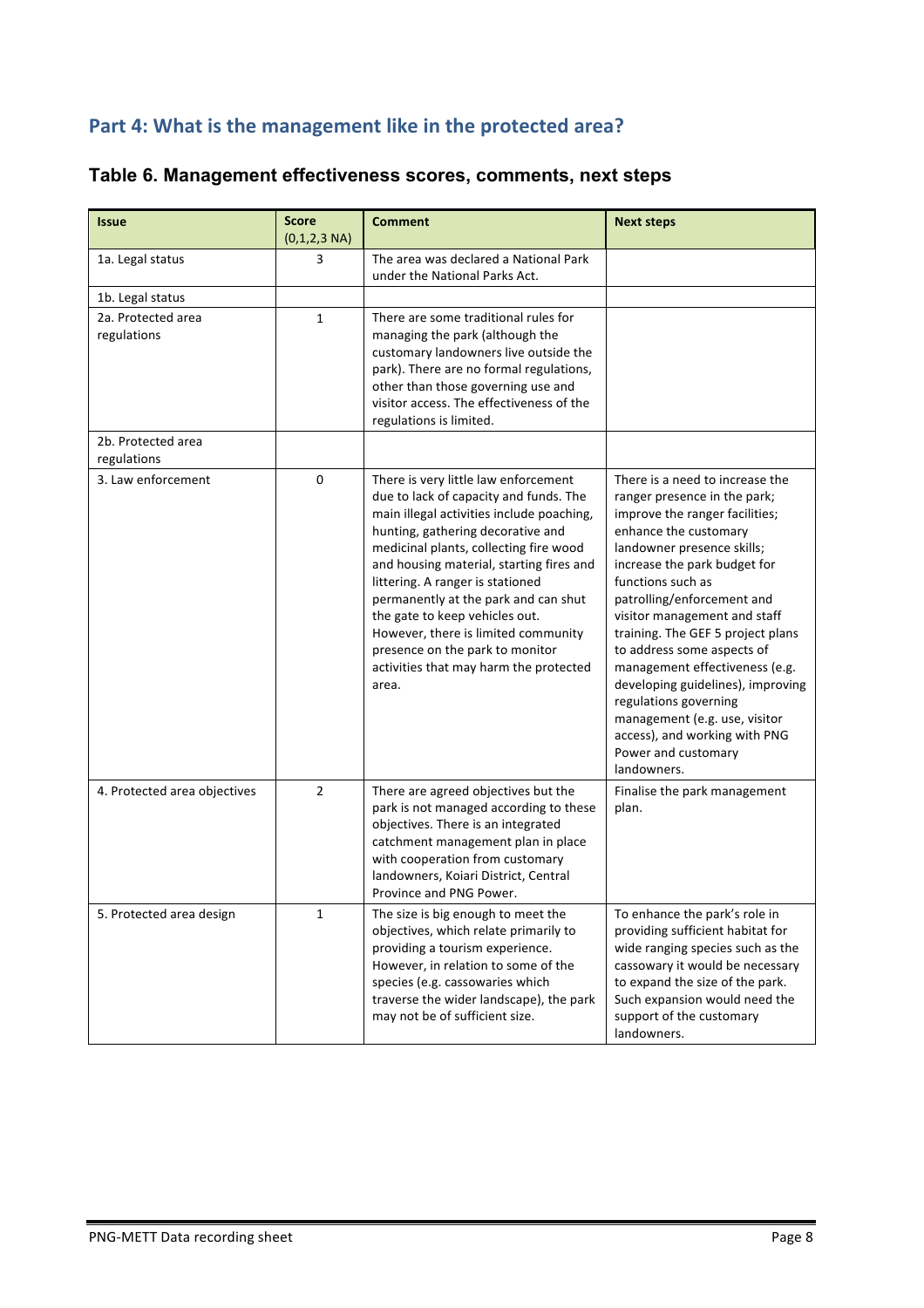## Part 4: What is the management like in the protected area?

### Table 6. Management effectiveness scores, comments, next steps

| Issue | Score (0,1,2,3 NA) | Comment | Next steps |
|---|---|---|---|
| 1a. Legal status | 3 | The area was declared a National Park under the National Parks Act. | |
| 1b. Legal status | | | |
| 2a. Protected area regulations | 1 | There are some traditional rules for managing the park (although the customary landowners live outside the park). There are no formal regulations, other than those governing use and visitor access. The effectiveness of the regulations is limited. | |
| 2b. Protected area regulations | | | |
| 3. Law enforcement | 0 | There is very little law enforcement due to lack of capacity and funds. The main illegal activities include poaching, hunting, gathering decorative and medicinal plants, collecting fire wood and housing material, starting fires and littering. A ranger is stationed permanently at the park and can shut the gate to keep vehicles out. However, there is limited community presence on the park to monitor activities that may harm the protected area. | There is a need to increase the ranger presence in the park; improve the ranger facilities; enhance the customary landowner presence skills; increase the park budget for functions such as patrolling/enforcement and visitor management and staff training. The GEF 5 project plans to address some aspects of management effectiveness (e.g. developing guidelines), improving regulations governing management (e.g. use, visitor access), and working with PNG Power and customary landowners. |
| 4. Protected area objectives | 2 | There are agreed objectives but the park is not managed according to these objectives. There is an integrated catchment management plan in place with cooperation from customary landowners, Koiari District, Central Province and PNG Power. | Finalise the park management plan. |
| 5. Protected area design | 1 | The size is big enough to meet the objectives, which relate primarily to providing a tourism experience. However, in relation to some of the species (e.g. cassowaries which traverse the wider landscape), the park may not be of sufficient size. | To enhance the park's role in providing sufficient habitat for wide ranging species such as the cassowary it would be necessary to expand the size of the park. Such expansion would need the support of the customary landowners. |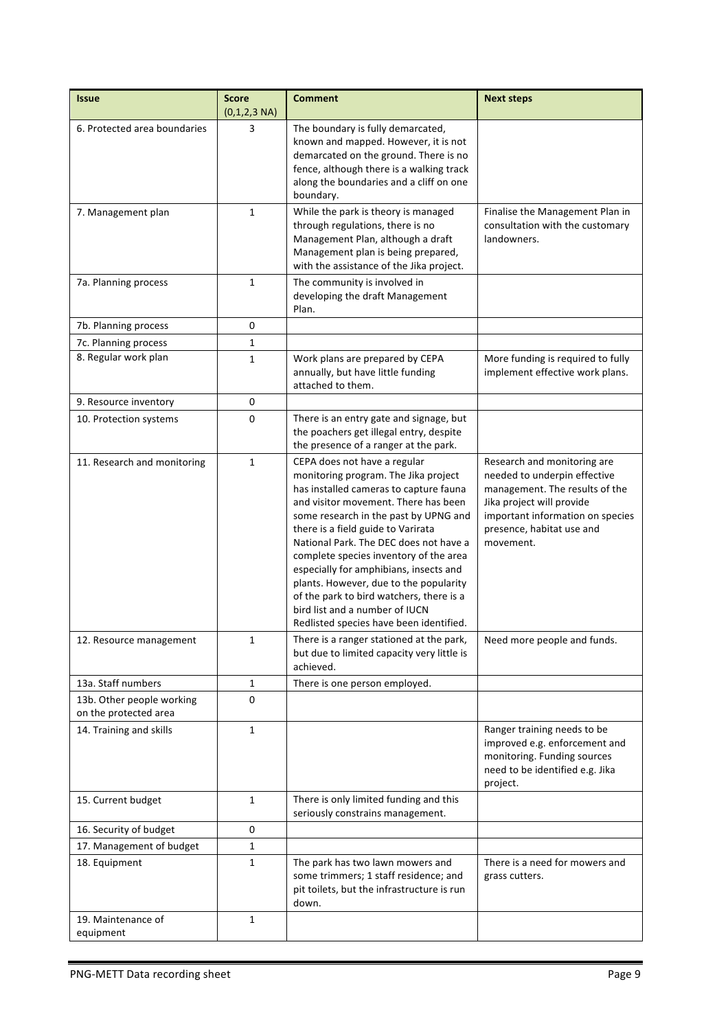| Issue | Score (0,1,2,3 NA) | Comment | Next steps |
|---|---|---|---|
| 6. Protected area boundaries | 3 | The boundary is fully demarcated, known and mapped. However, it is not demarcated on the ground. There is no fence, although there is a walking track along the boundaries and a cliff on one boundary. | |
| 7. Management plan | 1 | While the park is theory is managed through regulations, there is no Management Plan, although a draft Management plan is being prepared, with the assistance of the Jika project. | Finalise the Management Plan in consultation with the customary landowners. |
| 7a. Planning process | 1 | The community is involved in developing the draft Management Plan. | |
| 7b. Planning process | 0 | | |
| 7c. Planning process | 1 | | |
| 8. Regular work plan | 1 | Work plans are prepared by CEPA annually, but have little funding attached to them. | More funding is required to fully implement effective work plans. |
| 9. Resource inventory | 0 | | |
| 10. Protection systems | 0 | There is an entry gate and signage, but the poachers get illegal entry, despite the presence of a ranger at the park. | |
| 11. Research and monitoring | 1 | CEPA does not have a regular monitoring program. The Jika project has installed cameras to capture fauna and visitor movement. There has been some research in the past by UPNG and there is a field guide to Varirata National Park. The DEC does not have a complete species inventory of the area especially for amphibians, insects and plants. However, due to the popularity of the park to bird watchers, there is a bird list and a number of IUCN Redlisted species have been identified. | Research and monitoring are needed to underpin effective management. The results of the Jika project will provide important information on species presence, habitat use and movement. |
| 12. Resource management | 1 | There is a ranger stationed at the park, but due to limited capacity very little is achieved. | Need more people and funds. |
| 13a. Staff numbers | 1 | There is one person employed. | |
| 13b. Other people working on the protected area | 0 | | |
| 14. Training and skills | 1 | | Ranger training needs to be improved e.g. enforcement and monitoring. Funding sources need to be identified e.g. Jika project. |
| 15. Current budget | 1 | There is only limited funding and this seriously constrains management. | |
| 16. Security of budget | 0 | | |
| 17. Management of budget | 1 | | |
| 18. Equipment | 1 | The park has two lawn mowers and some trimmers; 1 staff residence; and pit toilets, but the infrastructure is run down. | There is a need for mowers and grass cutters. |
| 19. Maintenance of equipment | 1 | | |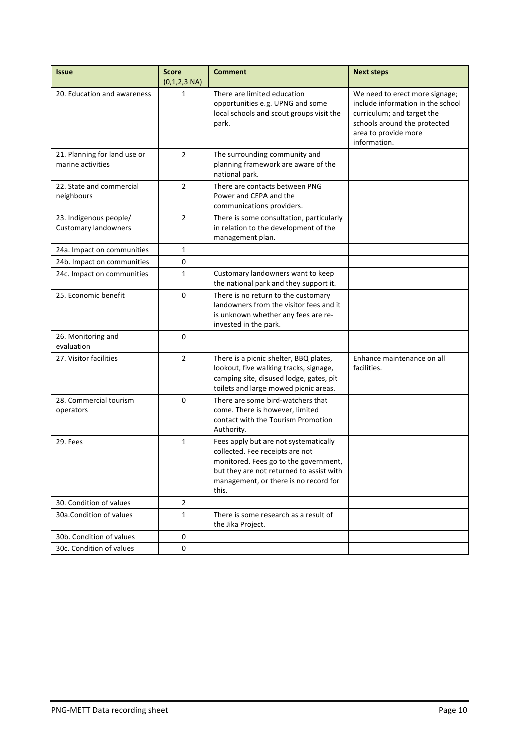| Issue | Score (0,1,2,3 NA) | Comment | Next steps |
| --- | --- | --- | --- |
| 20. Education and awareness | 1 | There are limited education opportunities e.g. UPNG and some local schools and scout groups visit the park. | We need to erect more signage; include information in the school curriculum; and target the schools around the protected area to provide more information. |
| 21. Planning for land use or marine activities | 2 | The surrounding community and planning framework are aware of the national park. | |
| 22. State and commercial neighbours | 2 | There are contacts between PNG Power and CEPA and the communications providers. | |
| 23. Indigenous people/ Customary landowners | 2 | There is some consultation, particularly in relation to the development of the management plan. | |
| 24a. Impact on communities | 1 | | |
| 24b. Impact on communities | 0 | | |
| 24c. Impact on communities | 1 | Customary landowners want to keep the national park and they support it. | |
| 25. Economic benefit | 0 | There is no return to the customary landowners from the visitor fees and it is unknown whether any fees are re-invested in the park. | |
| 26. Monitoring and evaluation | 0 | | |
| 27. Visitor facilities | 2 | There is a picnic shelter, BBQ plates, lookout, five walking tracks, signage, camping site, disused lodge, gates, pit toilets and large mowed picnic areas. | Enhance maintenance on all facilities. |
| 28. Commercial tourism operators | 0 | There are some bird-watchers that come. There is however, limited contact with the Tourism Promotion Authority. | |
| 29. Fees | 1 | Fees apply but are not systematically collected. Fee receipts are not monitored. Fees go to the government, but they are not returned to assist with management, or there is no record for this. | |
| 30. Condition of values | 2 | | |
| 30a.Condition of values | 1 | There is some research as a result of the Jika Project. | |
| 30b. Condition of values | 0 | | |
| 30c. Condition of values | 0 | | |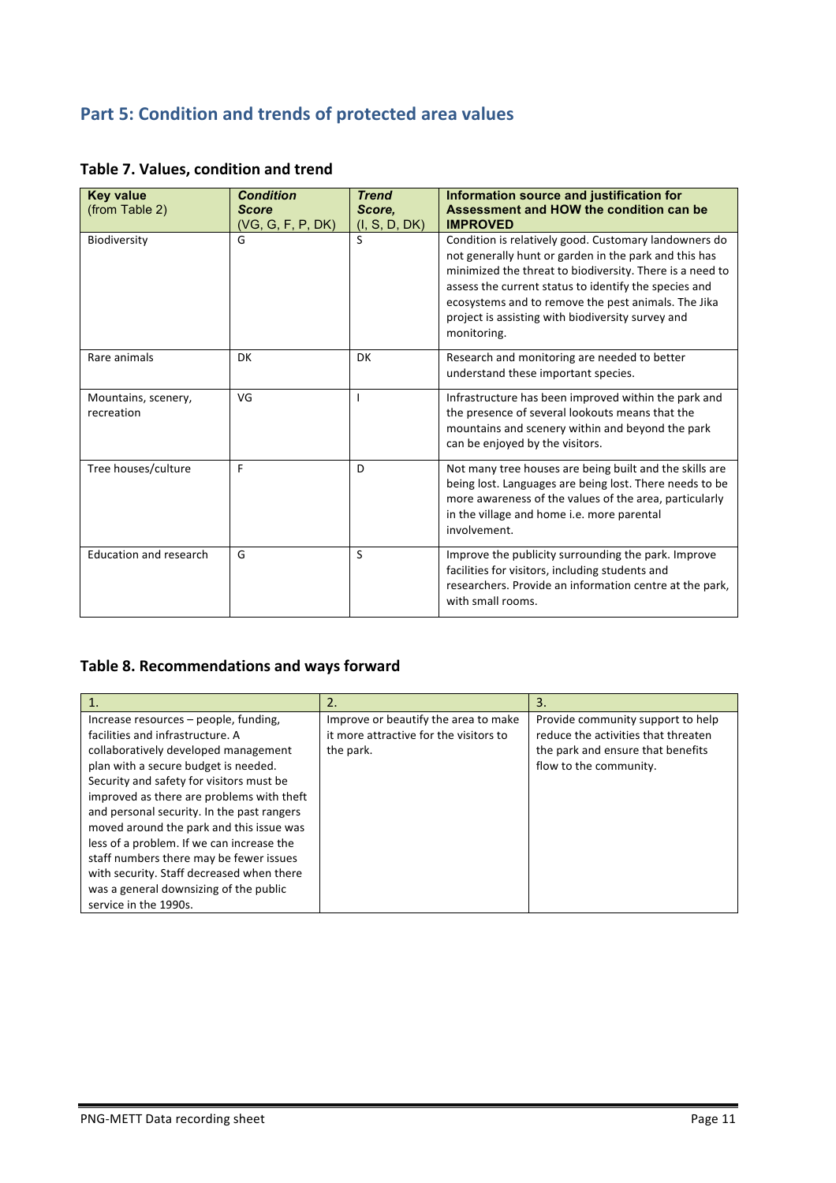## Part 5: Condition and trends of protected area values

### Table 7. Values, condition and trend

| **Key value** (from Table 2) | ***Condition Score*** (VG, G, F, P, DK) | ***Trend Score,*** (I, S, D, DK) | **Information source and justification for Assessment and HOW the condition can be IMPROVED** |
|---|---|---|---|
| Biodiversity | G | S | Condition is relatively good. Customary landowners do not generally hunt or garden in the park and this has minimized the threat to biodiversity. There is a need to assess the current status to identify the species and ecosystems and to remove the pest animals. The Jika project is assisting with biodiversity survey and monitoring. |
| Rare animals | DK | DK | Research and monitoring are needed to better understand these important species. |
| Mountains, scenery, recreation | VG | I | Infrastructure has been improved within the park and the presence of several lookouts means that the mountains and scenery within and beyond the park can be enjoyed by the visitors. |
| Tree houses/culture | F | D | Not many tree houses are being built and the skills are being lost. Languages are being lost. There needs to be more awareness of the values of the area, particularly in the village and home i.e. more parental involvement. |
| Education and research | G | S | Improve the publicity surrounding the park. Improve facilities for visitors, including students and researchers. Provide an information centre at the park, with small rooms. |

### Table 8. Recommendations and ways forward

| 1. | 2. | 3. |
|---|---|---|
| Increase resources – people, funding, facilities and infrastructure. A collaboratively developed management plan with a secure budget is needed. Security and safety for visitors must be improved as there are problems with theft and personal security. In the past rangers moved around the park and this issue was less of a problem. If we can increase the staff numbers there may be fewer issues with security. Staff decreased when there was a general downsizing of the public service in the 1990s. | Improve or beautify the area to make it more attractive for the visitors to the park. | Provide community support to help reduce the activities that threaten the park and ensure that benefits flow to the community. |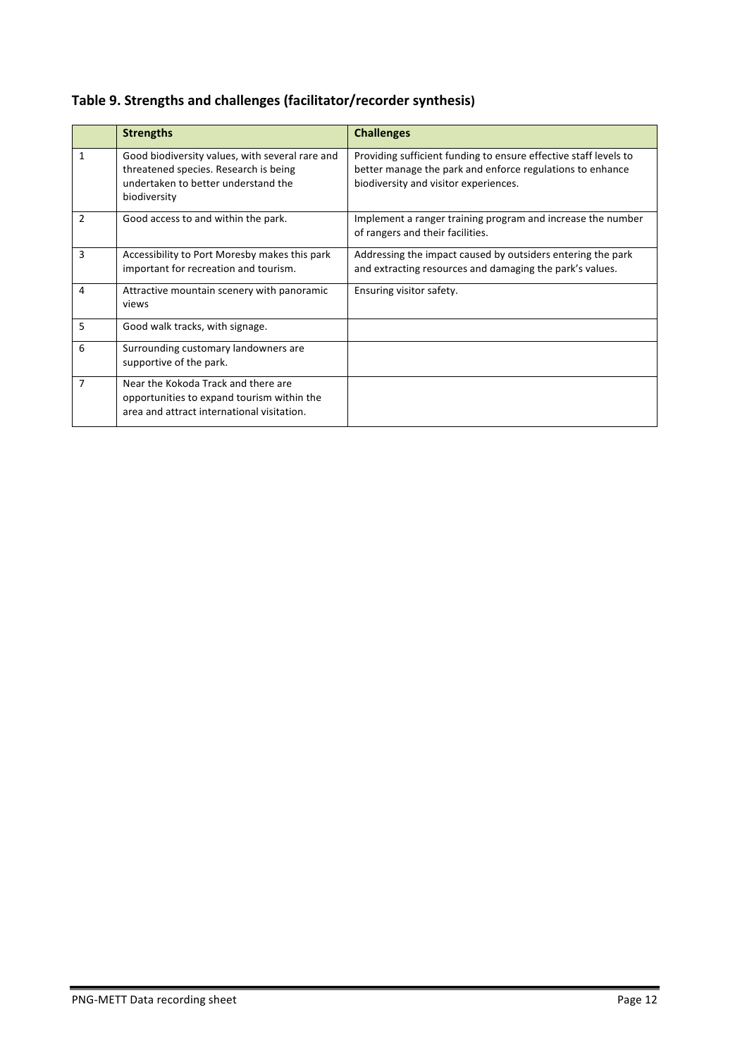## Table 9. Strengths and challenges (facilitator/recorder synthesis)

| | Strengths | Challenges |
|---|---|---|
| 1 | Good biodiversity values, with several rare and threatened species. Research is being undertaken to better understand the biodiversity | Providing sufficient funding to ensure effective staff levels to better manage the park and enforce regulations to enhance biodiversity and visitor experiences. |
| 2 | Good access to and within the park. | Implement a ranger training program and increase the number of rangers and their facilities. |
| 3 | Accessibility to Port Moresby makes this park important for recreation and tourism. | Addressing the impact caused by outsiders entering the park and extracting resources and damaging the park's values. |
| 4 | Attractive mountain scenery with panoramic views | Ensuring visitor safety. |
| 5 | Good walk tracks, with signage. | |
| 6 | Surrounding customary landowners are supportive of the park. | |
| 7 | Near the Kokoda Track and there are opportunities to expand tourism within the area and attract international visitation. | |